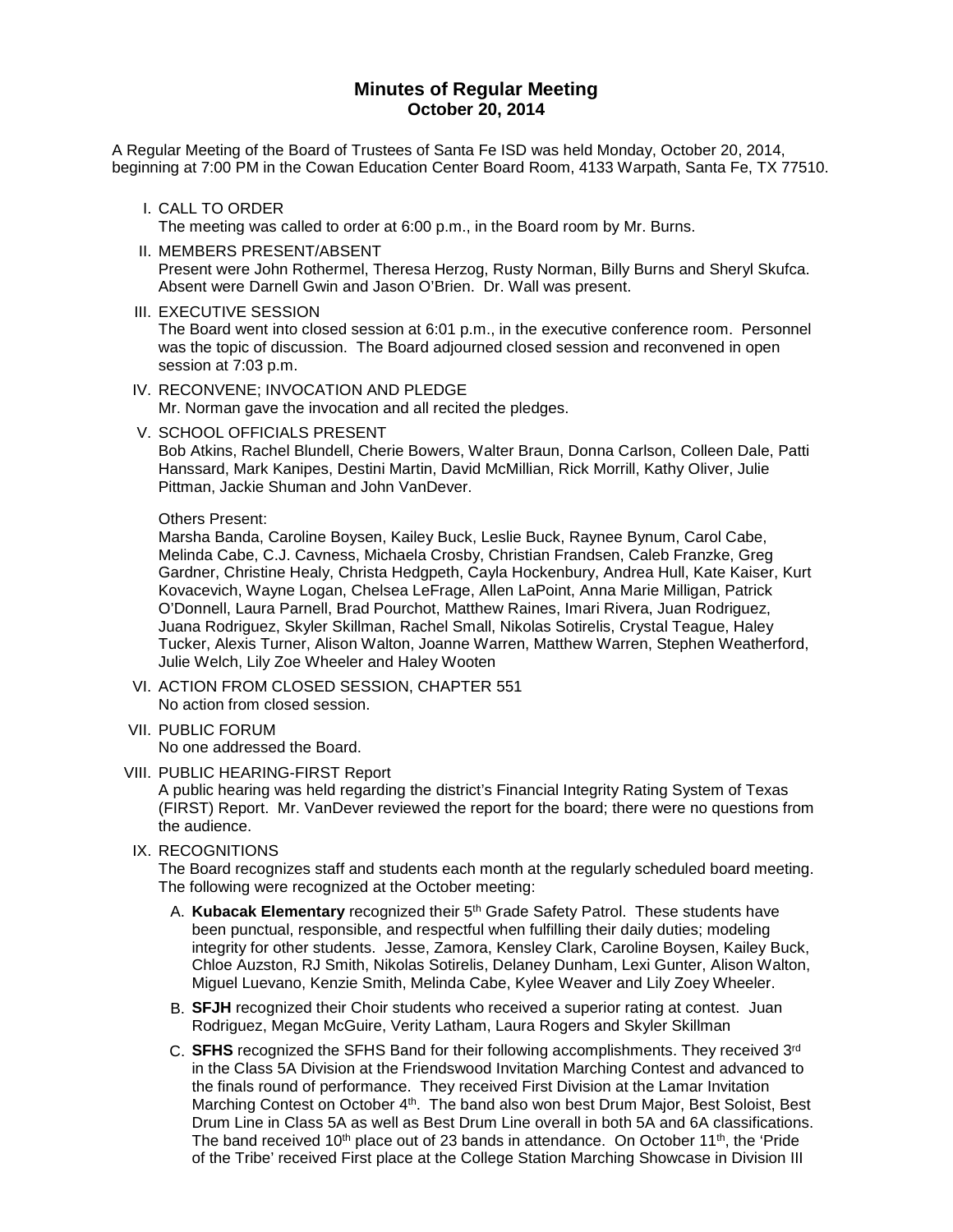# Minutes of Regular Meeting
## October 20, 2014

A Regular Meeting of the Board of Trustees of Santa Fe ISD was held Monday, October 20, 2014, beginning at 7:00 PM in the Cowan Education Center Board Room, 4133 Warpath, Santa Fe, TX 77510.

I. CALL TO ORDER
The meeting was called to order at 6:00 p.m., in the Board room by Mr. Burns.

II. MEMBERS PRESENT/ABSENT
Present were John Rothermel, Theresa Herzog, Rusty Norman, Billy Burns and Sheryl Skufca. Absent were Darnell Gwin and Jason O'Brien. Dr. Wall was present.

III. EXECUTIVE SESSION
The Board went into closed session at 6:01 p.m., in the executive conference room. Personnel was the topic of discussion. The Board adjourned closed session and reconvened in open session at 7:03 p.m.

IV. RECONVENE; INVOCATION AND PLEDGE
Mr. Norman gave the invocation and all recited the pledges.

V. SCHOOL OFFICIALS PRESENT
Bob Atkins, Rachel Blundell, Cherie Bowers, Walter Braun, Donna Carlson, Colleen Dale, Patti Hanssard, Mark Kanipes, Destini Martin, David McMillian, Rick Morrill, Kathy Oliver, Julie Pittman, Jackie Shuman and John VanDever.

Others Present:
Marsha Banda, Caroline Boysen, Kailey Buck, Leslie Buck, Raynee Bynum, Carol Cabe, Melinda Cabe, C.J. Cavness, Michaela Crosby, Christian Frandsen, Caleb Franzke, Greg Gardner, Christine Healy, Christa Hedgpeth, Cayla Hockenbury, Andrea Hull, Kate Kaiser, Kurt Kovacevich, Wayne Logan, Chelsea LeFrage, Allen LaPoint, Anna Marie Milligan, Patrick O'Donnell, Laura Parnell, Brad Pourchot, Matthew Raines, Imari Rivera, Juan Rodriguez, Juana Rodriguez, Skyler Skillman, Rachel Small, Nikolas Sotirelis, Crystal Teague, Haley Tucker, Alexis Turner, Alison Walton, Joanne Warren, Matthew Warren, Stephen Weatherford, Julie Welch, Lily Zoe Wheeler and Haley Wooten

VI. ACTION FROM CLOSED SESSION, CHAPTER 551
No action from closed session.

VII. PUBLIC FORUM
No one addressed the Board.

VIII. PUBLIC HEARING-FIRST Report
A public hearing was held regarding the district's Financial Integrity Rating System of Texas (FIRST) Report. Mr. VanDever reviewed the report for the board; there were no questions from the audience.

IX. RECOGNITIONS
The Board recognizes staff and students each month at the regularly scheduled board meeting. The following were recognized at the October meeting:

A. **Kubacak Elementary** recognized their 5th Grade Safety Patrol. These students have been punctual, responsible, and respectful when fulfilling their daily duties; modeling integrity for other students. Jesse, Zamora, Kensley Clark, Caroline Boysen, Kailey Buck, Chloe Auzston, RJ Smith, Nikolas Sotirelis, Delaney Dunham, Lexi Gunter, Alison Walton, Miguel Luevano, Kenzie Smith, Melinda Cabe, Kylee Weaver and Lily Zoey Wheeler.

B. **SFJH** recognized their Choir students who received a superior rating at contest. Juan Rodriguez, Megan McGuire, Verity Latham, Laura Rogers and Skyler Skillman

C. **SFHS** recognized the SFHS Band for their following accomplishments. They received 3rd in the Class 5A Division at the Friendswood Invitation Marching Contest and advanced to the finals round of performance. They received First Division at the Lamar Invitation Marching Contest on October 4th. The band also won best Drum Major, Best Soloist, Best Drum Line in Class 5A as well as Best Drum Line overall in both 5A and 6A classifications. The band received 10th place out of 23 bands in attendance. On October 11th, the 'Pride of the Tribe' received First place at the College Station Marching Showcase in Division III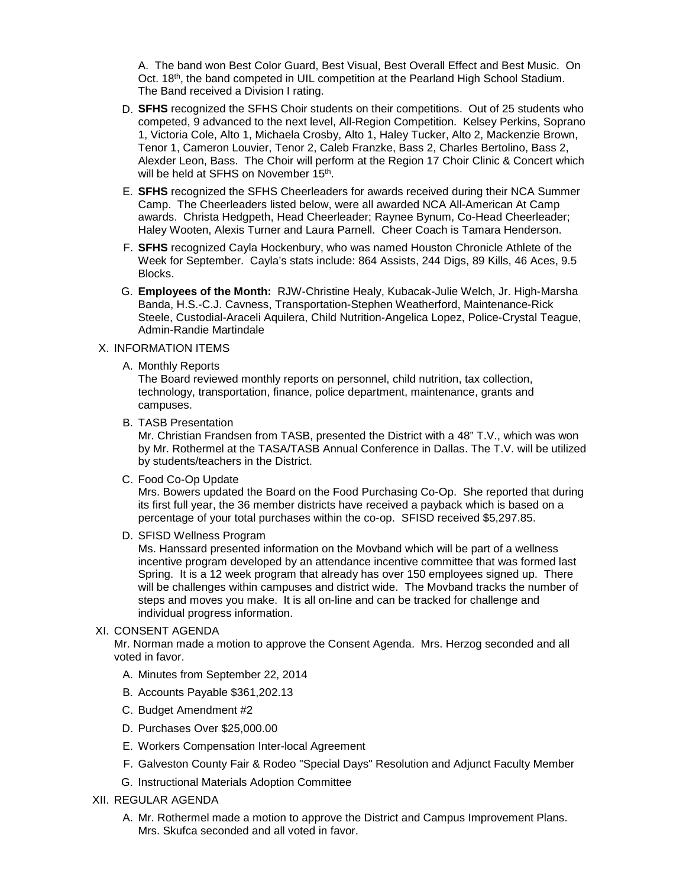A. The band won Best Color Guard, Best Visual, Best Overall Effect and Best Music. On Oct. 18th, the band competed in UIL competition at the Pearland High School Stadium. The Band received a Division I rating.

D. **SFHS** recognized the SFHS Choir students on their competitions. Out of 25 students who competed, 9 advanced to the next level, All-Region Competition. Kelsey Perkins, Soprano 1, Victoria Cole, Alto 1, Michaela Crosby, Alto 1, Haley Tucker, Alto 2, Mackenzie Brown, Tenor 1, Cameron Louvier, Tenor 2, Caleb Franzke, Bass 2, Charles Bertolino, Bass 2, Alexder Leon, Bass. The Choir will perform at the Region 17 Choir Clinic & Concert which will be held at SFHS on November 15th.

E. **SFHS** recognized the SFHS Cheerleaders for awards received during their NCA Summer Camp. The Cheerleaders listed below, were all awarded NCA All-American At Camp awards. Christa Hedgpeth, Head Cheerleader; Raynee Bynum, Co-Head Cheerleader; Haley Wooten, Alexis Turner and Laura Parnell. Cheer Coach is Tamara Henderson.

F. **SFHS** recognized Cayla Hockenbury, who was named Houston Chronicle Athlete of the Week for September. Cayla's stats include: 864 Assists, 244 Digs, 89 Kills, 46 Aces, 9.5 Blocks.

G. **Employees of the Month:** RJW-Christine Healy, Kubacak-Julie Welch, Jr. High-Marsha Banda, H.S.-C.J. Cavness, Transportation-Stephen Weatherford, Maintenance-Rick Steele, Custodial-Araceli Aquilera, Child Nutrition-Angelica Lopez, Police-Crystal Teague, Admin-Randie Martindale

X. INFORMATION ITEMS

A. Monthly Reports
The Board reviewed monthly reports on personnel, child nutrition, tax collection, technology, transportation, finance, police department, maintenance, grants and campuses.

B. TASB Presentation
Mr. Christian Frandsen from TASB, presented the District with a 48" T.V., which was won by Mr. Rothermel at the TASA/TASB Annual Conference in Dallas. The T.V. will be utilized by students/teachers in the District.

C. Food Co-Op Update
Mrs. Bowers updated the Board on the Food Purchasing Co-Op. She reported that during its first full year, the 36 member districts have received a payback which is based on a percentage of your total purchases within the co-op. SFISD received $5,297.85.

D. SFISD Wellness Program
Ms. Hanssard presented information on the Movband which will be part of a wellness incentive program developed by an attendance incentive committee that was formed last Spring. It is a 12 week program that already has over 150 employees signed up. There will be challenges within campuses and district wide. The Movband tracks the number of steps and moves you make. It is all on-line and can be tracked for challenge and individual progress information.

XI. CONSENT AGENDA
Mr. Norman made a motion to approve the Consent Agenda. Mrs. Herzog seconded and all voted in favor.

A. Minutes from September 22, 2014

B. Accounts Payable $361,202.13

C. Budget Amendment #2

D. Purchases Over $25,000.00

E. Workers Compensation Inter-local Agreement

F. Galveston County Fair & Rodeo "Special Days" Resolution and Adjunct Faculty Member

G. Instructional Materials Adoption Committee

XII. REGULAR AGENDA

A. Mr. Rothermel made a motion to approve the District and Campus Improvement Plans. Mrs. Skufca seconded and all voted in favor.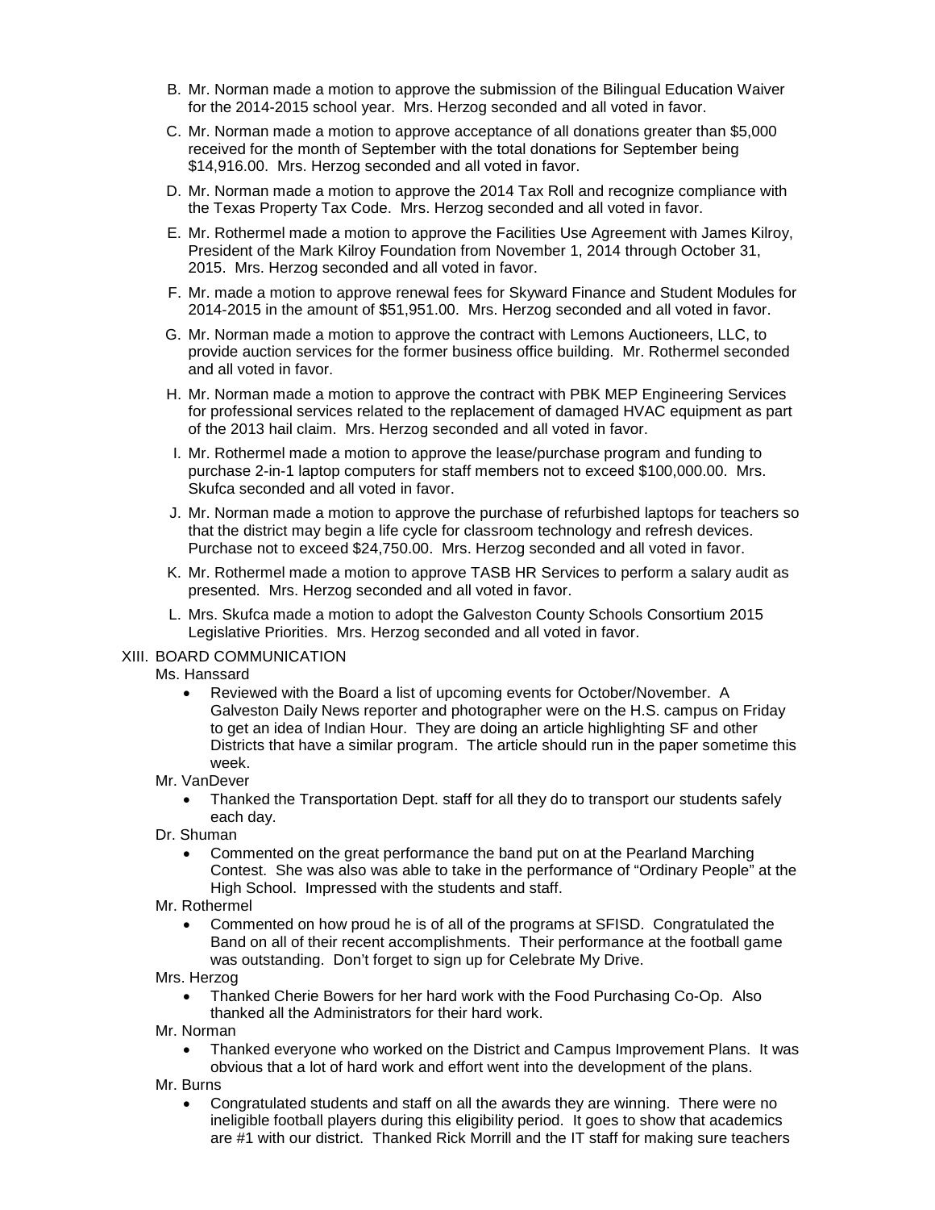B. Mr. Norman made a motion to approve the submission of the Bilingual Education Waiver for the 2014-2015 school year. Mrs. Herzog seconded and all voted in favor.

C. Mr. Norman made a motion to approve acceptance of all donations greater than $5,000 received for the month of September with the total donations for September being $14,916.00. Mrs. Herzog seconded and all voted in favor.

D. Mr. Norman made a motion to approve the 2014 Tax Roll and recognize compliance with the Texas Property Tax Code. Mrs. Herzog seconded and all voted in favor.

E. Mr. Rothermel made a motion to approve the Facilities Use Agreement with James Kilroy, President of the Mark Kilroy Foundation from November 1, 2014 through October 31, 2015. Mrs. Herzog seconded and all voted in favor.

F. Mr. made a motion to approve renewal fees for Skyward Finance and Student Modules for 2014-2015 in the amount of $51,951.00. Mrs. Herzog seconded and all voted in favor.

G. Mr. Norman made a motion to approve the contract with Lemons Auctioneers, LLC, to provide auction services for the former business office building. Mr. Rothermel seconded and all voted in favor.

H. Mr. Norman made a motion to approve the contract with PBK MEP Engineering Services for professional services related to the replacement of damaged HVAC equipment as part of the 2013 hail claim. Mrs. Herzog seconded and all voted in favor.

I. Mr. Rothermel made a motion to approve the lease/purchase program and funding to purchase 2-in-1 laptop computers for staff members not to exceed $100,000.00. Mrs. Skufca seconded and all voted in favor.

J. Mr. Norman made a motion to approve the purchase of refurbished laptops for teachers so that the district may begin a life cycle for classroom technology and refresh devices. Purchase not to exceed $24,750.00. Mrs. Herzog seconded and all voted in favor.

K. Mr. Rothermel made a motion to approve TASB HR Services to perform a salary audit as presented. Mrs. Herzog seconded and all voted in favor.

L. Mrs. Skufca made a motion to adopt the Galveston County Schools Consortium 2015 Legislative Priorities. Mrs. Herzog seconded and all voted in favor.

XIII. BOARD COMMUNICATION

Ms. Hanssard

- Reviewed with the Board a list of upcoming events for October/November. A Galveston Daily News reporter and photographer were on the H.S. campus on Friday to get an idea of Indian Hour. They are doing an article highlighting SF and other Districts that have a similar program. The article should run in the paper sometime this week.

Mr. VanDever

- Thanked the Transportation Dept. staff for all they do to transport our students safely each day.

Dr. Shuman

- Commented on the great performance the band put on at the Pearland Marching Contest. She was also was able to take in the performance of "Ordinary People" at the High School. Impressed with the students and staff.

Mr. Rothermel

- Commented on how proud he is of all of the programs at SFISD. Congratulated the Band on all of their recent accomplishments. Their performance at the football game was outstanding. Don't forget to sign up for Celebrate My Drive.

Mrs. Herzog

- Thanked Cherie Bowers for her hard work with the Food Purchasing Co-Op. Also thanked all the Administrators for their hard work.

Mr. Norman

- Thanked everyone who worked on the District and Campus Improvement Plans. It was obvious that a lot of hard work and effort went into the development of the plans.

Mr. Burns

- Congratulated students and staff on all the awards they are winning. There were no ineligible football players during this eligibility period. It goes to show that academics are #1 with our district. Thanked Rick Morrill and the IT staff for making sure teachers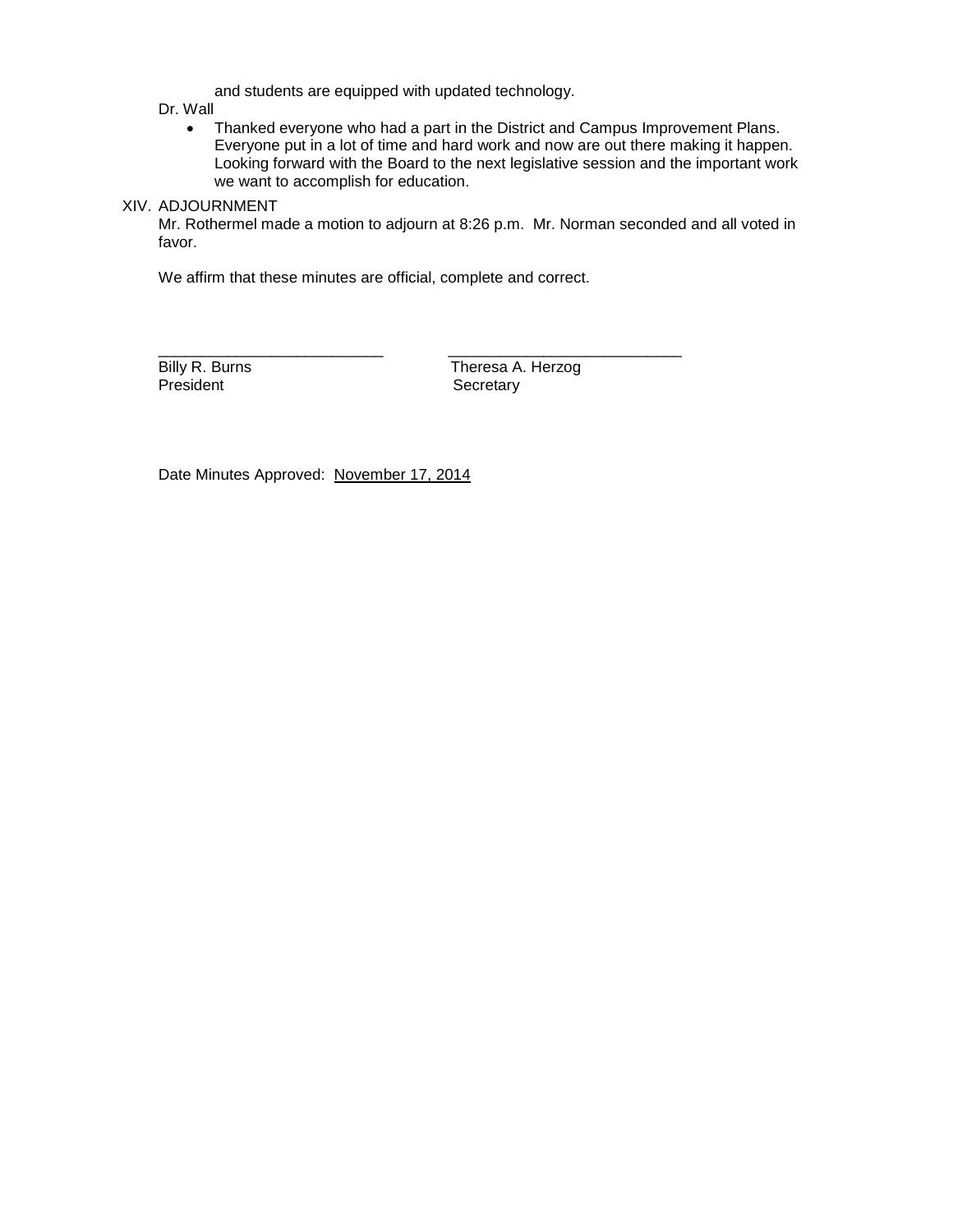and students are equipped with updated technology.

Dr. Wall

- Thanked everyone who had a part in the District and Campus Improvement Plans. Everyone put in a lot of time and hard work and now are out there making it happen. Looking forward with the Board to the next legislative session and the important work we want to accomplish for education.

XIV. ADJOURNMENT

Mr. Rothermel made a motion to adjourn at 8:26 p.m. Mr. Norman seconded and all voted in favor.

We affirm that these minutes are official, complete and correct.

| | |
|---|---|
| ___________________________ | ___________________________ |
| Billy R. Burns | Theresa A. Herzog |
| President | Secretary |

Date Minutes Approved: November 17, 2014